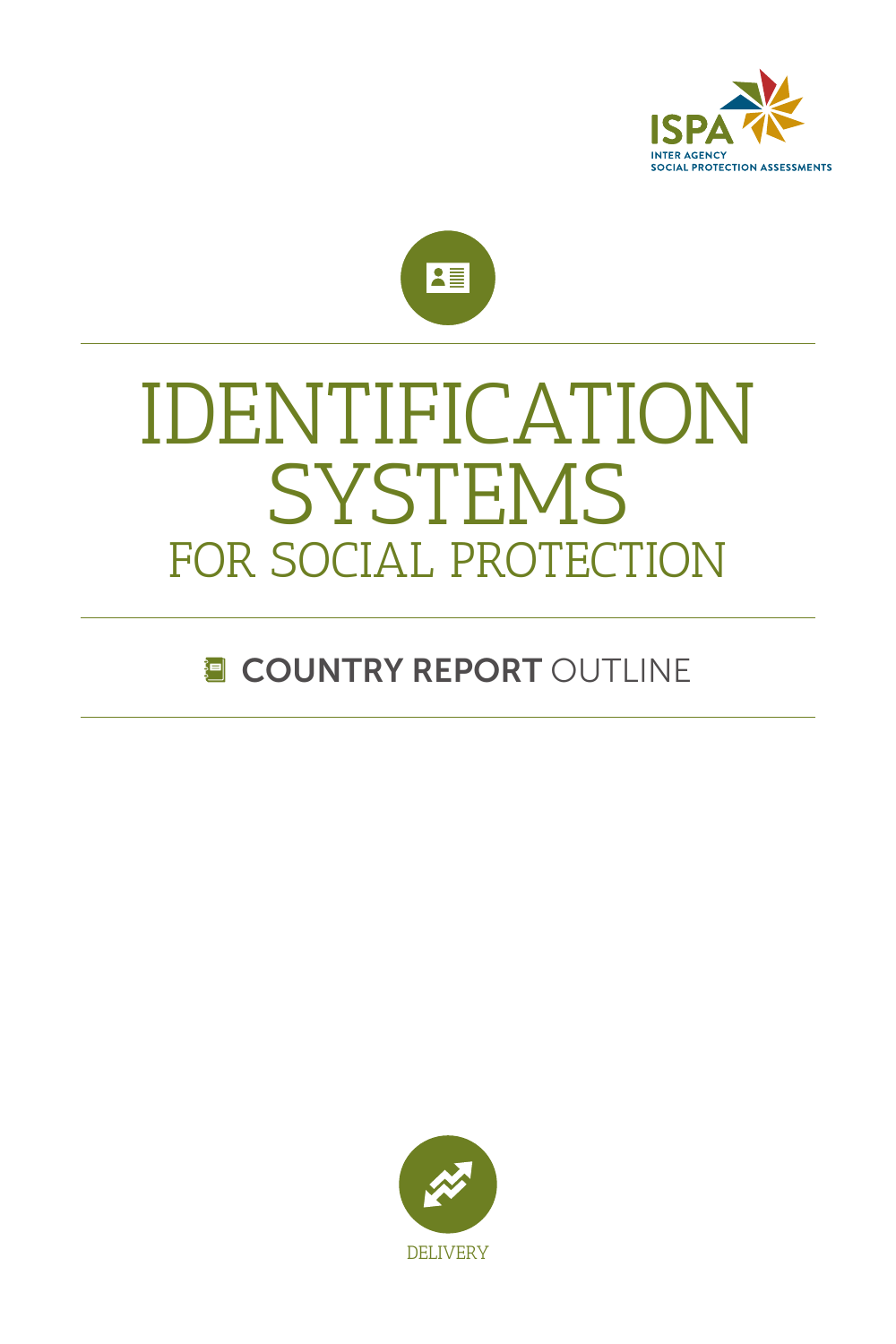ISPA
INTER AGENCY
SOCIAL PROTECTION ASSESSMENTS

# IDENTIFICATION SYSTEMS
## FOR SOCIAL PROTECTION

### COUNTRY REPORT OUTLINE

DELIVERY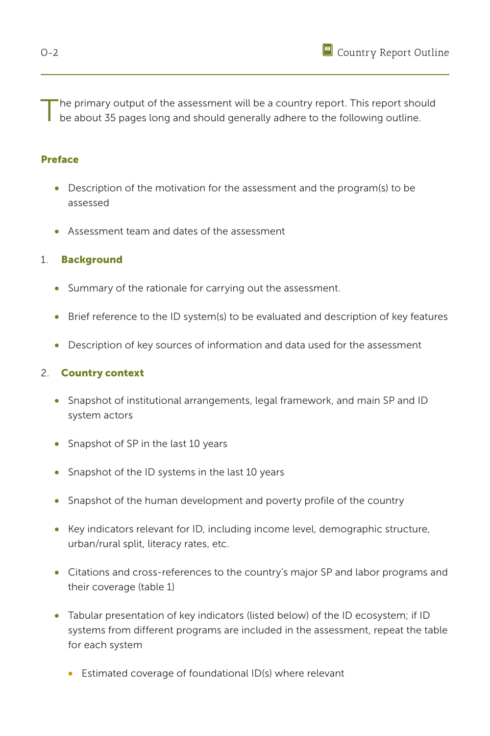The primary output of the assessment will be a country report. This report should be about 35 pages long and should generally adhere to the following outline.

**Preface**

- Description of the motivation for the assessment and the program(s) to be assessed
- Assessment team and dates of the assessment

1. **Background**

- Summary of the rationale for carrying out the assessment.
- Brief reference to the ID system(s) to be evaluated and description of key features
- Description of key sources of information and data used for the assessment

2. **Country context**

- Snapshot of institutional arrangements, legal framework, and main SP and ID system actors
- Snapshot of SP in the last 10 years
- Snapshot of the ID systems in the last 10 years
- Snapshot of the human development and poverty profile of the country
- Key indicators relevant for ID, including income level, demographic structure, urban/rural split, literacy rates, etc.
- Citations and cross-references to the country's major SP and labor programs and their coverage (table 1)
- Tabular presentation of key indicators (listed below) of the ID ecosystem; if ID systems from different programs are included in the assessment, repeat the table for each system
  - Estimated coverage of foundational ID(s) where relevant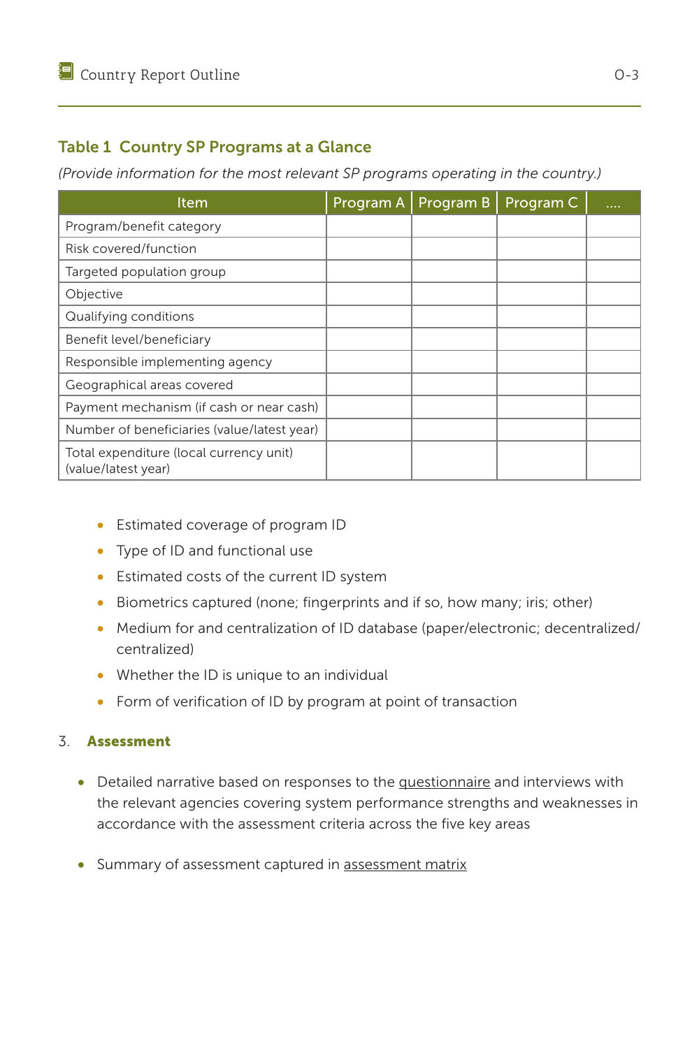**Table 1 Country SP Programs at a Glance**

*(Provide information for the most relevant SP programs operating in the country.)*

| Item | Program A | Program B | Program C | .... |
|---|---|---|---|---|
| Program/benefit category | | | | |
| Risk covered/function | | | | |
| Targeted population group | | | | |
| Objective | | | | |
| Qualifying conditions | | | | |
| Benefit level/beneficiary | | | | |
| Responsible implementing agency | | | | |
| Geographical areas covered | | | | |
| Payment mechanism (if cash or near cash) | | | | |
| Number of beneficiaries (value/latest year) | | | | |
| Total expenditure (local currency unit) (value/latest year) | | | | |

- Estimated coverage of program ID
- Type of ID and functional use
- Estimated costs of the current ID system
- Biometrics captured (none; fingerprints and if so, how many; iris; other)
- Medium for and centralization of ID database (paper/electronic; decentralized/centralized)
- Whether the ID is unique to an individual
- Form of verification of ID by program at point of transaction

3. **Assessment**

- Detailed narrative based on responses to the questionnaire and interviews with the relevant agencies covering system performance strengths and weaknesses in accordance with the assessment criteria across the five key areas
- Summary of assessment captured in assessment matrix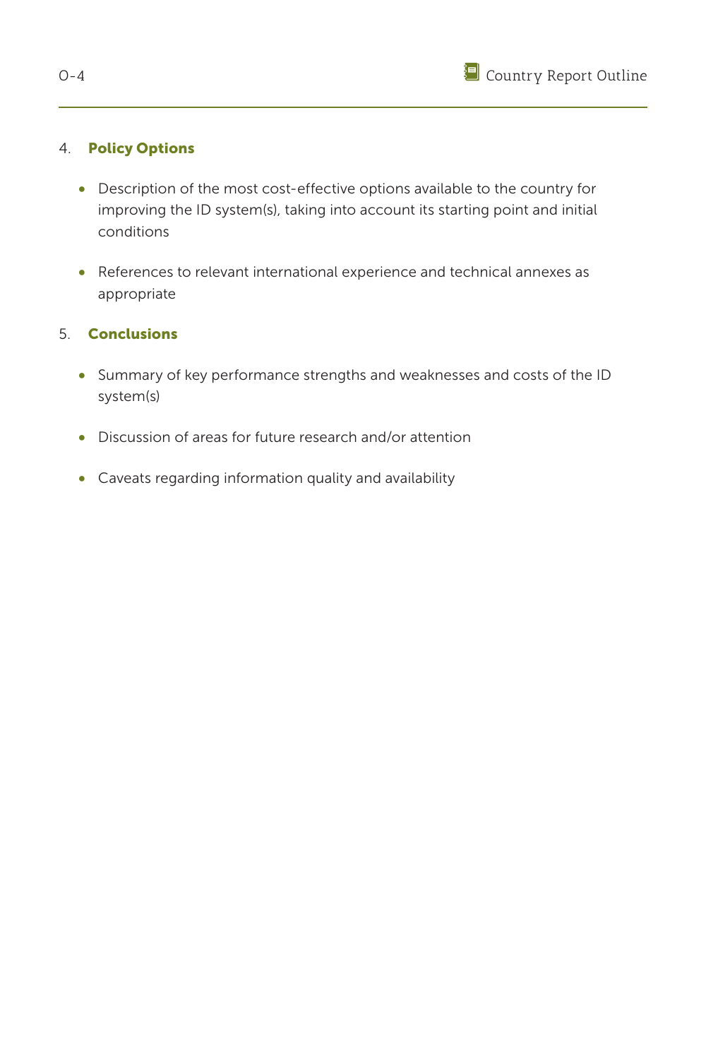4. **Policy Options**

- Description of the most cost-effective options available to the country for improving the ID system(s), taking into account its starting point and initial conditions
- References to relevant international experience and technical annexes as appropriate

5. **Conclusions**

- Summary of key performance strengths and weaknesses and costs of the ID system(s)
- Discussion of areas for future research and/or attention
- Caveats regarding information quality and availability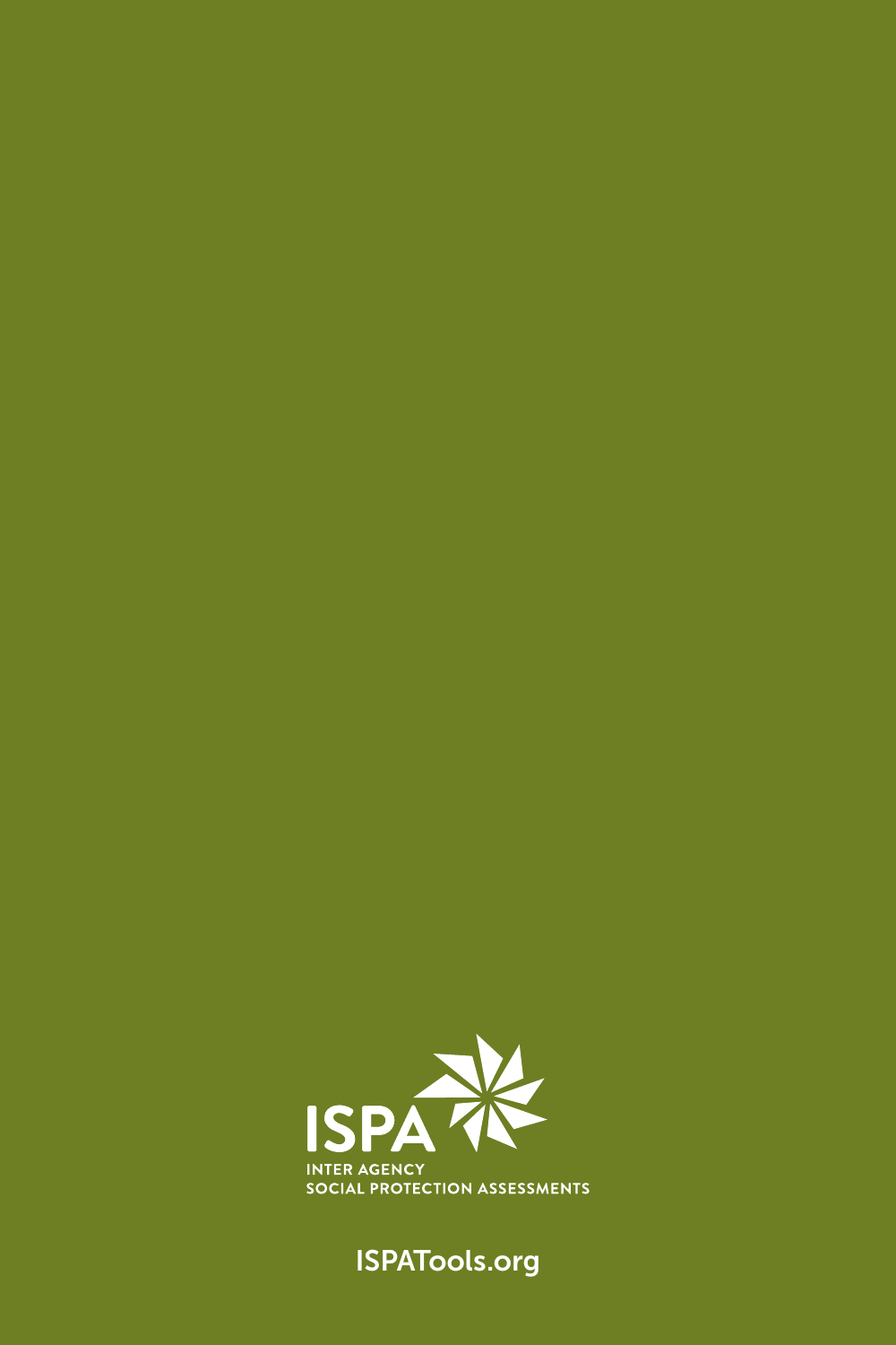ISPA

INTER AGENCY
SOCIAL PROTECTION ASSESSMENTS

ISPATools.org